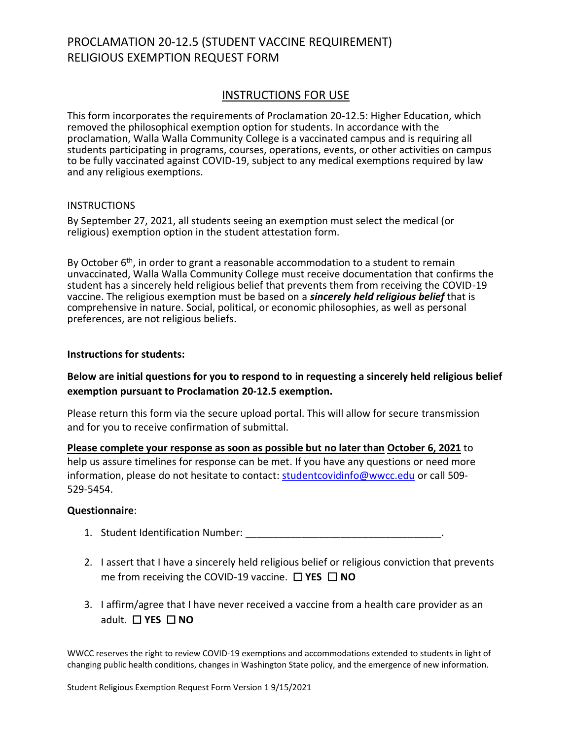# PROCLAMATION 20-12.5 (STUDENT VACCINE REQUIREMENT) RELIGIOUS EXEMPTION REQUEST FORM

## INSTRUCTIONS FOR USE

This form incorporates the requirements of Proclamation 20-12.5: Higher Education, which removed the philosophical exemption option for students. In accordance with the proclamation, Walla Walla Community College is a vaccinated campus and is requiring all students participating in programs, courses, operations, events, or other activities on campus to be fully vaccinated against COVID-19, subject to any medical exemptions required by law and any religious exemptions.

INSTRUCTIONS

By September 27, 2021, all students seeing an exemption must select the medical (or religious) exemption option in the student attestation form.

By October 6th, in order to grant a reasonable accommodation to a student to remain unvaccinated, Walla Walla Community College must receive documentation that confirms the student has a sincerely held religious belief that prevents them from receiving the COVID-19 vaccine. The religious exemption must be based on a ***sincerely held religious belief*** that is comprehensive in nature. Social, political, or economic philosophies, as well as personal preferences, are not religious beliefs.

**Instructions for students:**

**Below are initial questions for you to respond to in requesting a sincerely held religious belief exemption pursuant to Proclamation 20-12.5 exemption.**

Please return this form via the secure upload portal. This will allow for secure transmission and for you to receive confirmation of submittal.

**Please complete your response as soon as possible but no later than October 6, 2021** to help us assure timelines for response can be met. If you have any questions or need more information, please do not hesitate to contact: studentcovidinfo@wwcc.edu or call 509-529-5454.

**Questionnaire**:

1. Student Identification Number: ___________________________________.
2. I assert that I have a sincerely held religious belief or religious conviction that prevents me from receiving the COVID-19 vaccine. ☐ **YES** ☐ **NO**
3. I affirm/agree that I have never received a vaccine from a health care provider as an adult. ☐ **YES** ☐ **NO**

WWCC reserves the right to review COVID-19 exemptions and accommodations extended to students in light of changing public health conditions, changes in Washington State policy, and the emergence of new information.

Student Religious Exemption Request Form Version 1 9/15/2021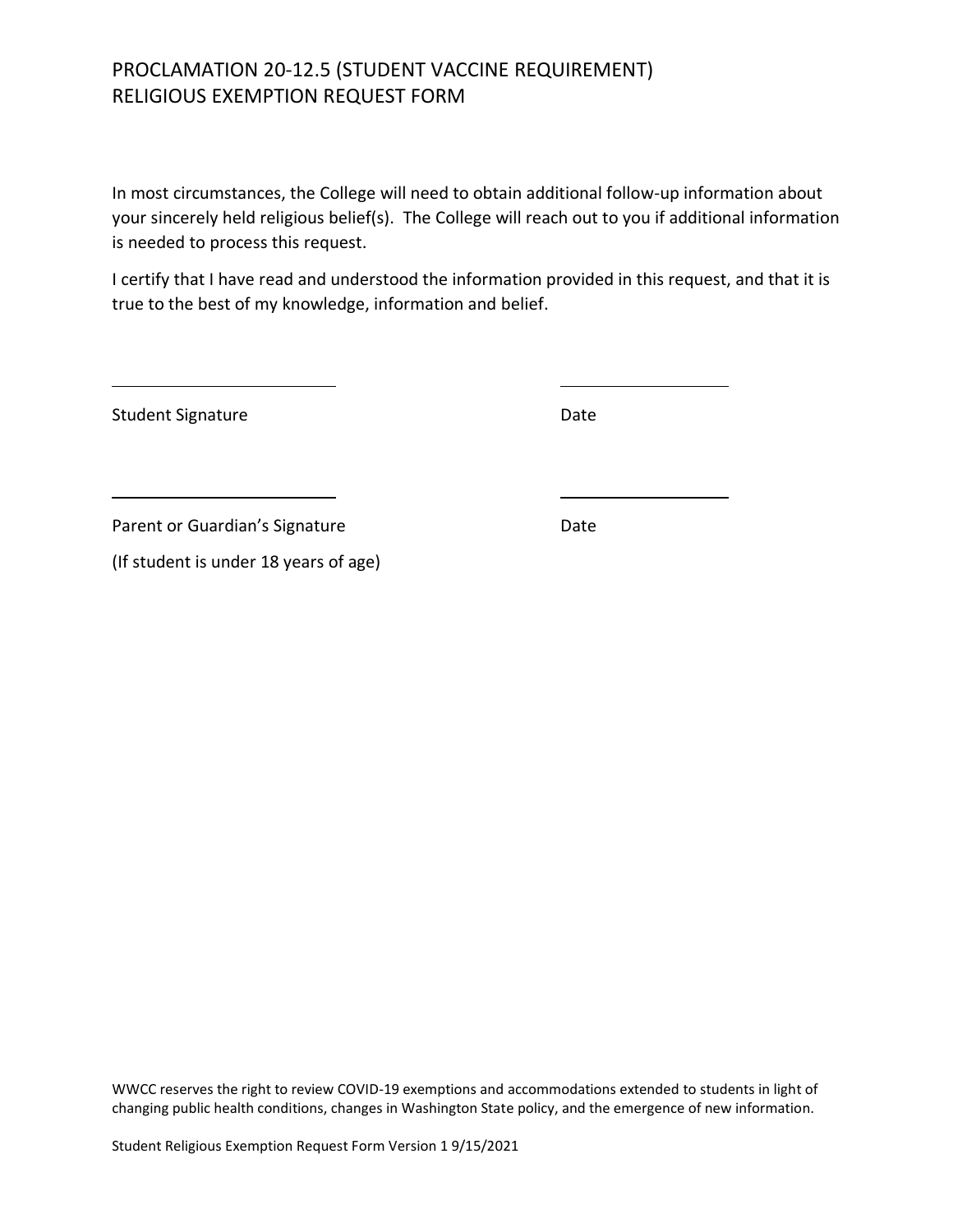PROCLAMATION 20-12.5 (STUDENT VACCINE REQUIREMENT)
RELIGIOUS EXEMPTION REQUEST FORM

In most circumstances, the College will need to obtain additional follow-up information about your sincerely held religious belief(s). The College will reach out to you if additional information is needed to process this request.

I certify that I have read and understood the information provided in this request, and that it is true to the best of my knowledge, information and belief.

______________________________ ______________________

Student Signature Date

______________________________ ______________________

Parent or Guardian's Signature Date

(If student is under 18 years of age)

WWCC reserves the right to review COVID-19 exemptions and accommodations extended to students in light of changing public health conditions, changes in Washington State policy, and the emergence of new information.

Student Religious Exemption Request Form Version 1 9/15/2021